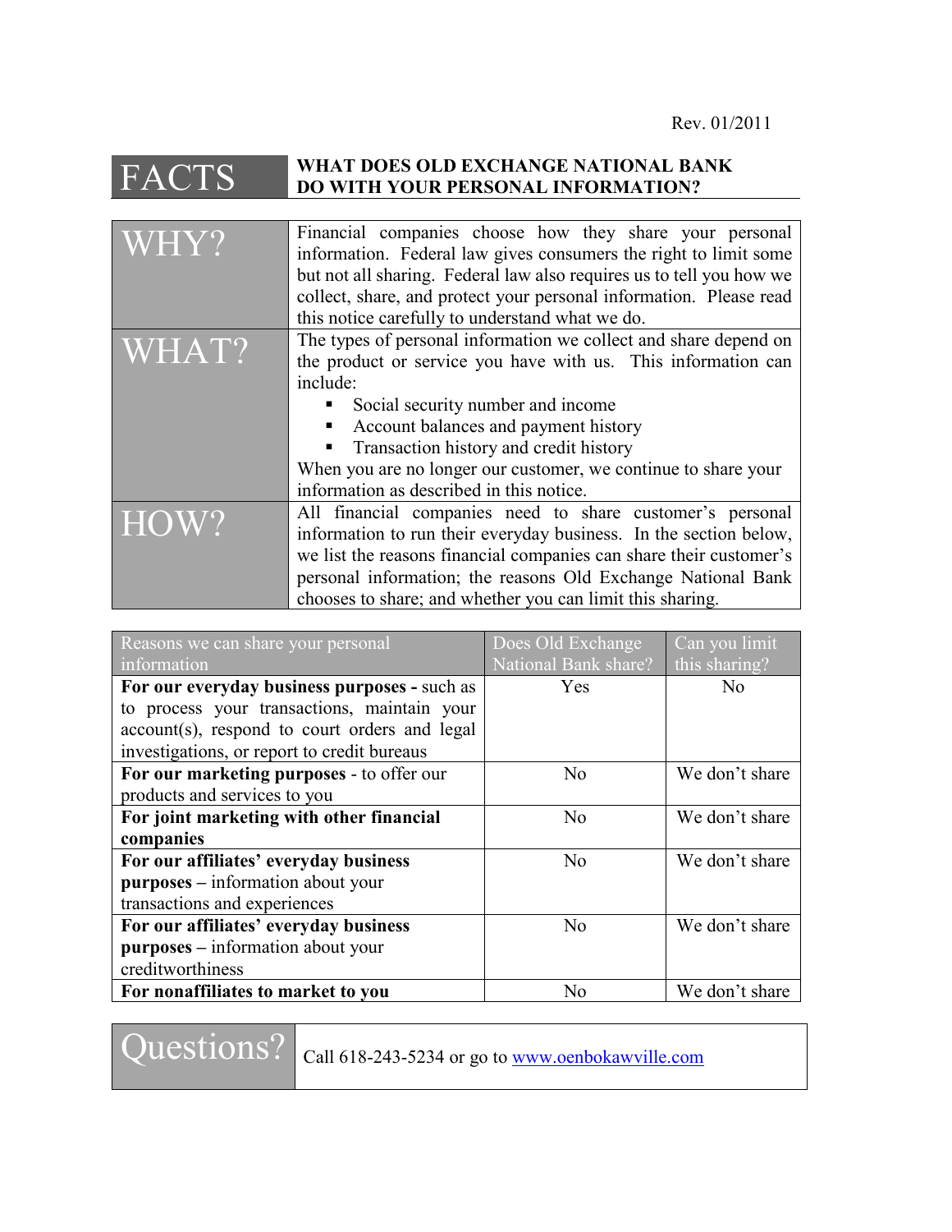Rev. 01/2011

| FACTS | WHAT DOES OLD EXCHANGE NATIONAL BANK DO WITH YOUR PERSONAL INFORMATION? |
|---|---|
| WHY? | Financial companies choose how they share your personal information. Federal law gives consumers the right to limit some but not all sharing. Federal law also requires us to tell you how we collect, share, and protect your personal information. Please read this notice carefully to understand what we do. |
| WHAT? | The types of personal information we collect and share depend on the product or service you have with us. This information can include:<br>▪ Social security number and income<br>▪ Account balances and payment history<br>▪ Transaction history and credit history<br>When you are no longer our customer, we continue to share your information as described in this notice. |
| HOW? | All financial companies need to share customer's personal information to run their everyday business. In the section below, we list the reasons financial companies can share their customer's personal information; the reasons Old Exchange National Bank chooses to share; and whether you can limit this sharing. |

| Reasons we can share your personal information | Does Old Exchange National Bank share? | Can you limit this sharing? |
|---|---|---|
| **For our everyday business purposes -** such as to process your transactions, maintain your account(s), respond to court orders and legal investigations, or report to credit bureaus | Yes | No |
| **For our marketing purposes** - to offer our products and services to you | No | We don't share |
| **For joint marketing with other financial companies** | No | We don't share |
| **For our affiliates' everyday business purposes –** information about your transactions and experiences | No | We don't share |
| **For our affiliates' everyday business purposes –** information about your creditworthiness | No | We don't share |
| **For nonaffiliates to market to you** | No | We don't share |

| Questions? | Call 618-243-5234 or go to www.oenbokawville.com |
|---|---|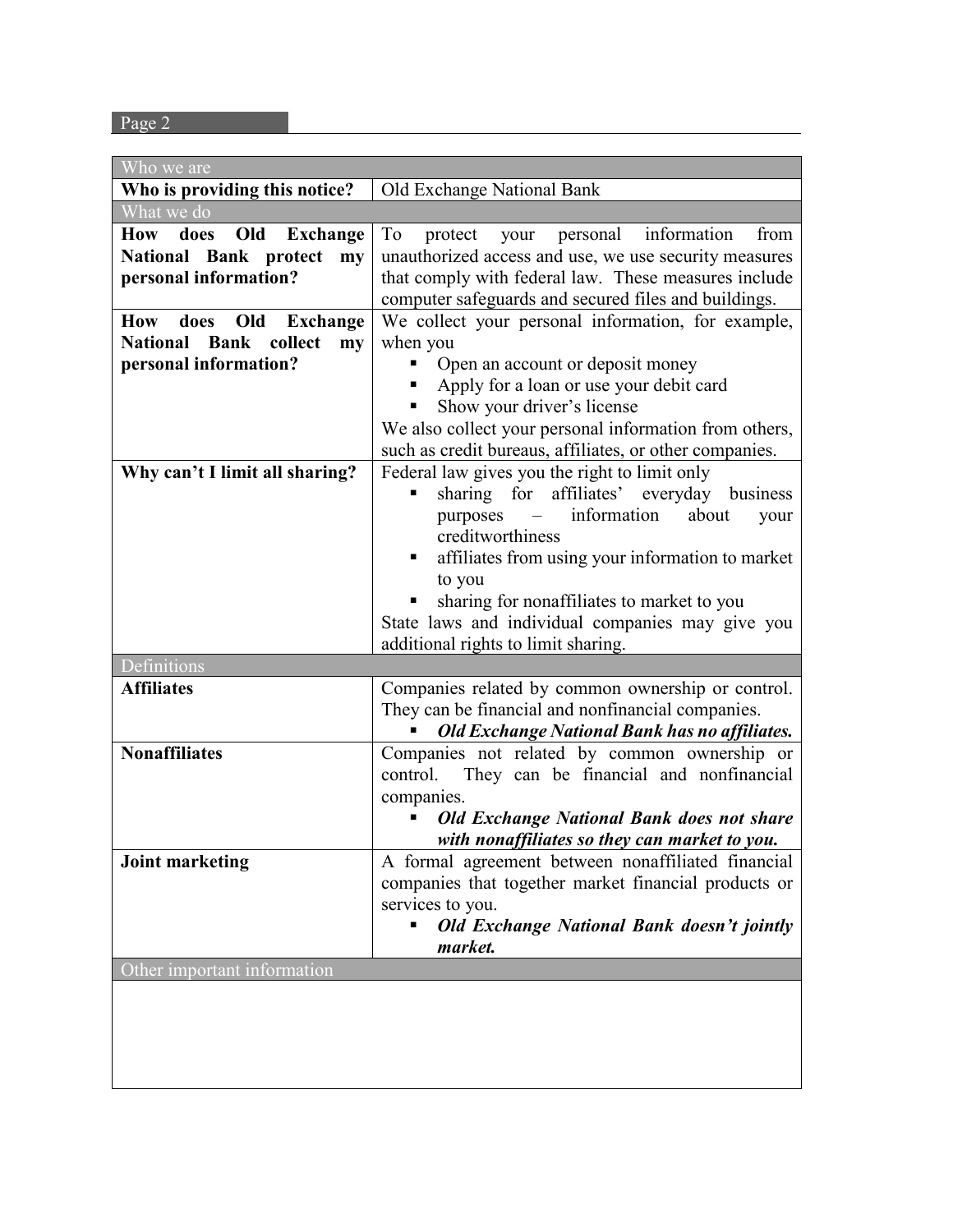| Who we are | |
| --- | --- |
| **Who is providing this notice?** | Old Exchange National Bank |
| **What we do** | |
| **How does Old Exchange National Bank protect my personal information?** | To protect your personal information from unauthorized access and use, we use security measures that comply with federal law. These measures include computer safeguards and secured files and buildings. |
| **How does Old Exchange National Bank collect my personal information?** | We collect your personal information, for example, when you<br>▪ Open an account or deposit money<br>▪ Apply for a loan or use your debit card<br>▪ Show your driver's license<br>We also collect your personal information from others, such as credit bureaus, affiliates, or other companies. |
| **Why can't I limit all sharing?** | Federal law gives you the right to limit only<br>▪ sharing for affiliates' everyday business purposes – information about your creditworthiness<br>▪ affiliates from using your information to market to you<br>▪ sharing for nonaffiliates to market to you<br>State laws and individual companies may give you additional rights to limit sharing. |
| **Definitions** | |
| **Affiliates** | Companies related by common ownership or control. They can be financial and nonfinancial companies.<br>▪ ***Old Exchange National Bank has no affiliates.*** |
| **Nonaffiliates** | Companies not related by common ownership or control. They can be financial and nonfinancial companies.<br>▪ ***Old Exchange National Bank does not share with nonaffiliates so they can market to you.*** |
| **Joint marketing** | A formal agreement between nonaffiliated financial companies that together market financial products or services to you.<br>▪ ***Old Exchange National Bank doesn't jointly market.*** |
| **Other important information** | |